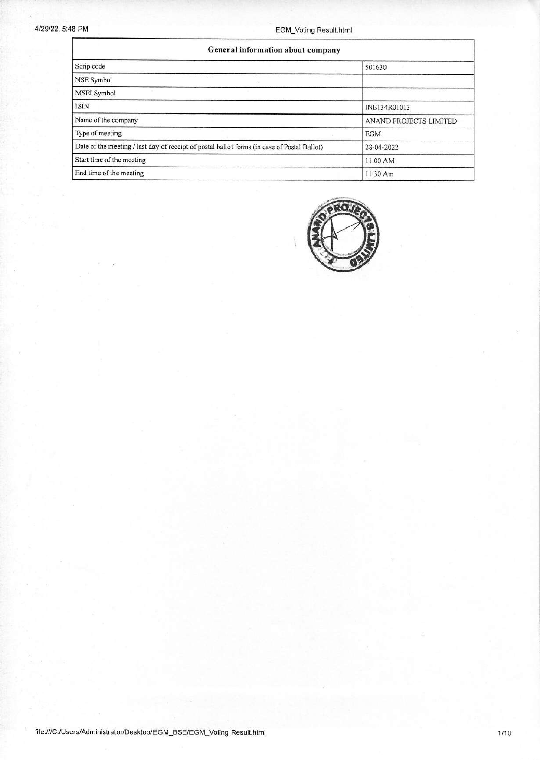| General information about company | |
|---|---|
| Scrip code | 501630 |
| NSE Symbol | |
| MSEI Symbol | |
| ISIN | INE134R01013 |
| Name of the company | ANAND PROJECTS LIMITED |
| Type of meeting | EGM |
| Date of the meeting / last day of receipt of postal ballot forms (in case of Postal Ballot) | 28-04-2022 |
| Start time of the meeting | 11:00 AM |
| End time of the meeting | 11:30 Am |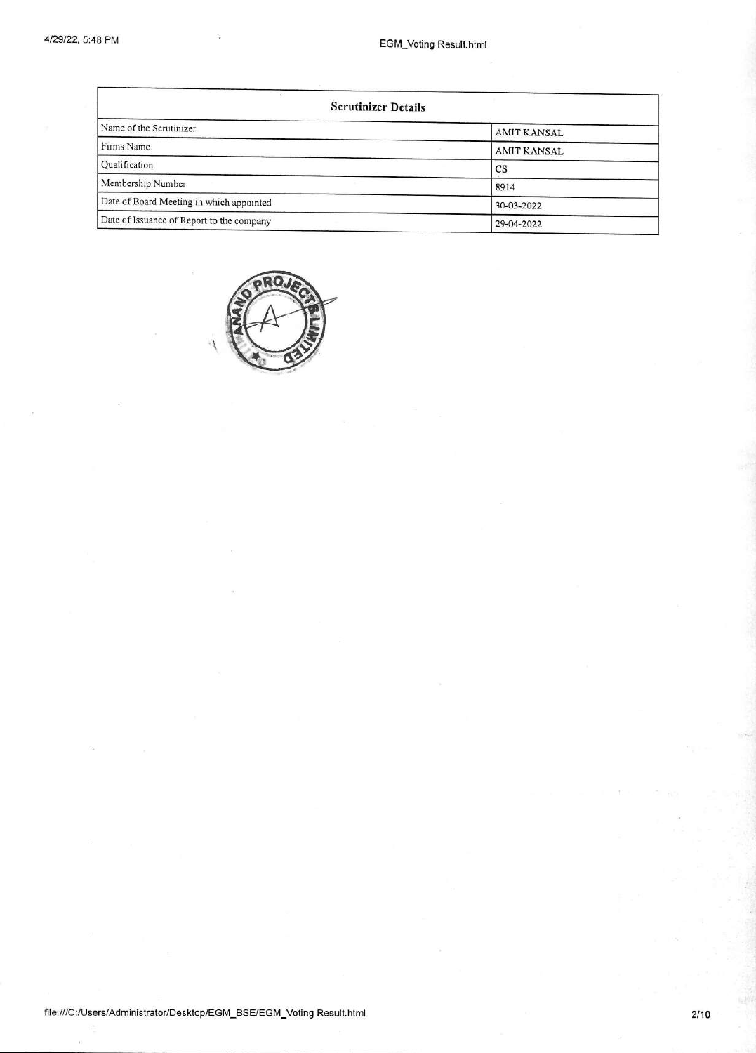| Scrutinizer Details | |
|---|---|
| Name of the Scrutinizer | AMIT KANSAL |
| Firms Name | AMIT KANSAL |
| Qualification | CS |
| Membership Number | 8914 |
| Date of Board Meeting in which appointed | 30-03-2022 |
| Date of Issuance of Report to the company | 29-04-2022 |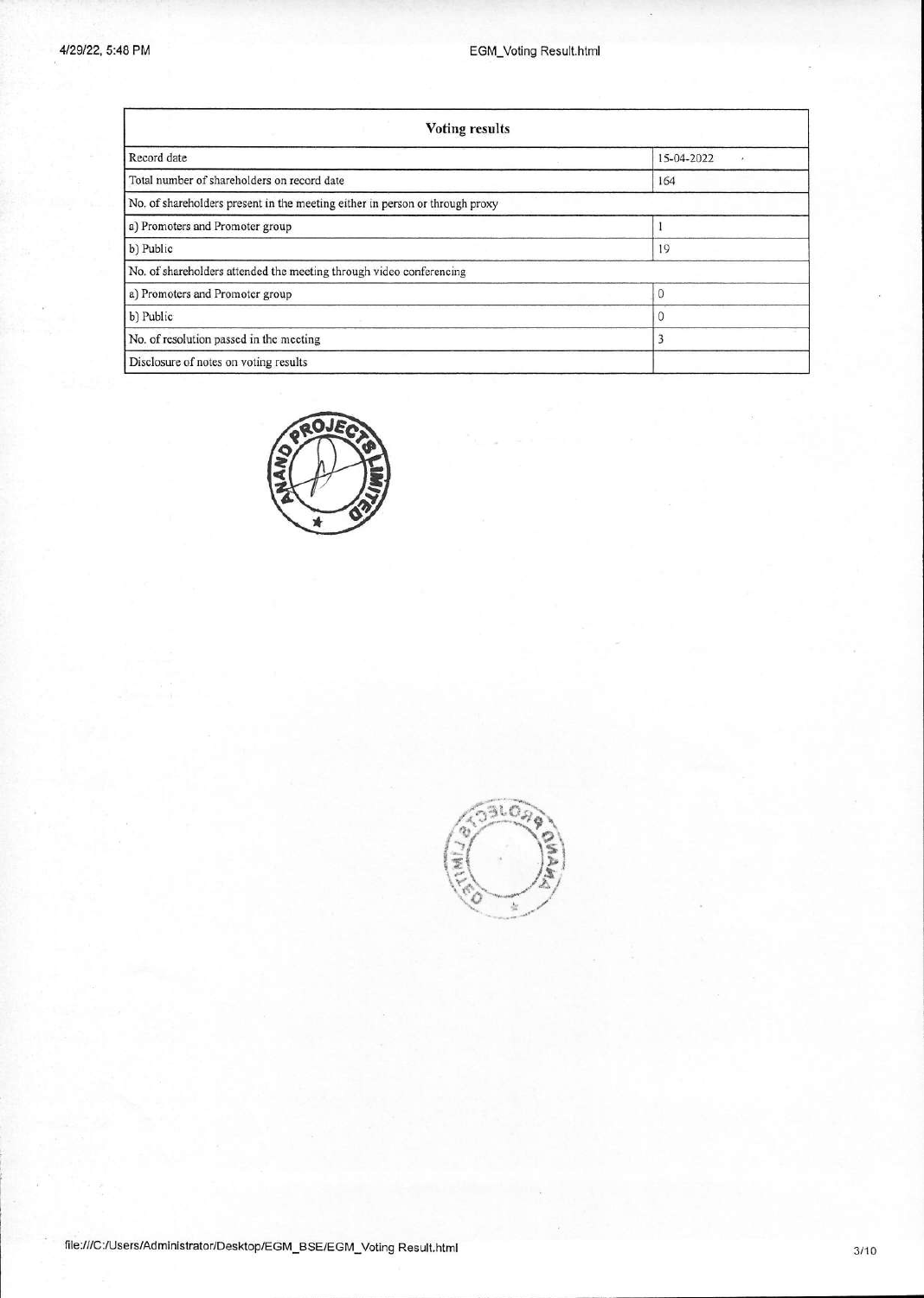| Voting results | |
|---|---|
| Record date | 15-04-2022 |
| Total number of shareholders on record date | 164 |
| No. of shareholders present in the meeting either in person or through proxy | |
| a) Promoters and Promoter group | 1 |
| b) Public | 19 |
| No. of shareholders attended the meeting through video conferencing | |
| a) Promoters and Promoter group | 0 |
| b) Public | 0 |
| No. of resolution passed in the meeting | 3 |
| Disclosure of notes on voting results | |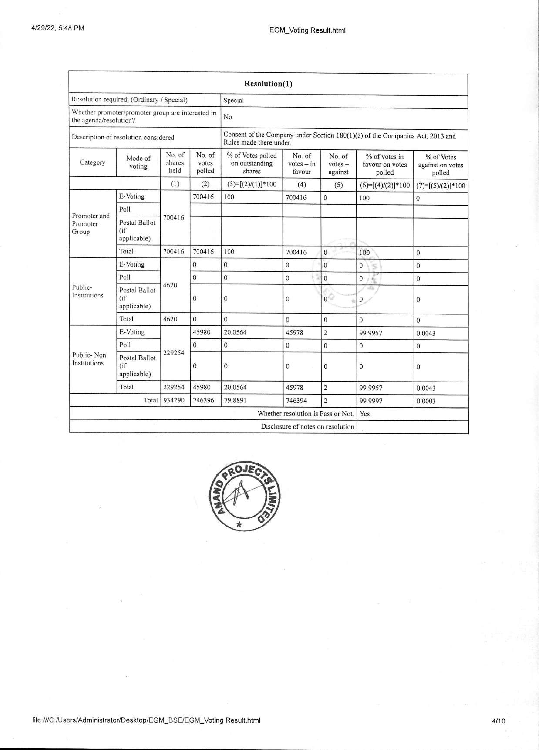| Resolution(1) | | | | | | | | |
|---|---|---|---|---|---|---|---|---|
| Resolution required: (Ordinary / Special) | | | | Special | | | | |
| Whether promoter/promoter group are interested in the agenda/resolution? | | | | No | | | | |
| Description of resolution considered | | | | Consent of the Company under Section 180(1)(a) of the Companies Act, 2013 and Rules made there under. | | | | |
| Category | Mode of voting | No. of shares held | No. of votes polled | % of Votes polled on outstanding shares | No. of votes – in favour | No. of votes – against | % of votes in favour on votes polled | % of Votes against on votes polled |
| | | (1) | (2) | (3)=[(2)/(1)]*100 | (4) | (5) | (6)=[(4)/(2)]*100 | (7)=[(5)/(2)]*100 |
| Promoter and Promoter Group | E-Voting | 700416 | 700416 | 100 | 700416 | 0 | 100 | 0 |
| | Poll | | | | | | | |
| | Postal Ballot (if applicable) | | | | | | | |
| | Total | 700416 | 700416 | 100 | 700416 | 0 | 100 | 0 |
| Public-Institutions | E-Voting | 4620 | 0 | 0 | 0 | 0 | 0 | 0 |
| | Poll | | 0 | 0 | 0 | 0 | 0 | 0 |
| | Postal Ballot (if applicable) | | 0 | 0 | 0 | 0 | 0 | 0 |
| | Total | 4620 | 0 | 0 | 0 | 0 | 0 | 0 |
| Public- Non Institutions | E-Voting | 229254 | 45980 | 20.0564 | 45978 | 2 | 99.9957 | 0.0043 |
| | Poll | | 0 | 0 | 0 | 0 | 0 | 0 |
| | Postal Ballot (if applicable) | | 0 | 0 | 0 | 0 | 0 | 0 |
| | Total | 229254 | 45980 | 20.0564 | 45978 | 2 | 99.9957 | 0.0043 |
| | Total | 934290 | 746396 | 79.8891 | 746394 | 2 | 99.9997 | 0.0003 |
| Whether resolution is Pass or Not. | | | | | | | Yes | |
| Disclosure of notes on resolution | | | | | | | | |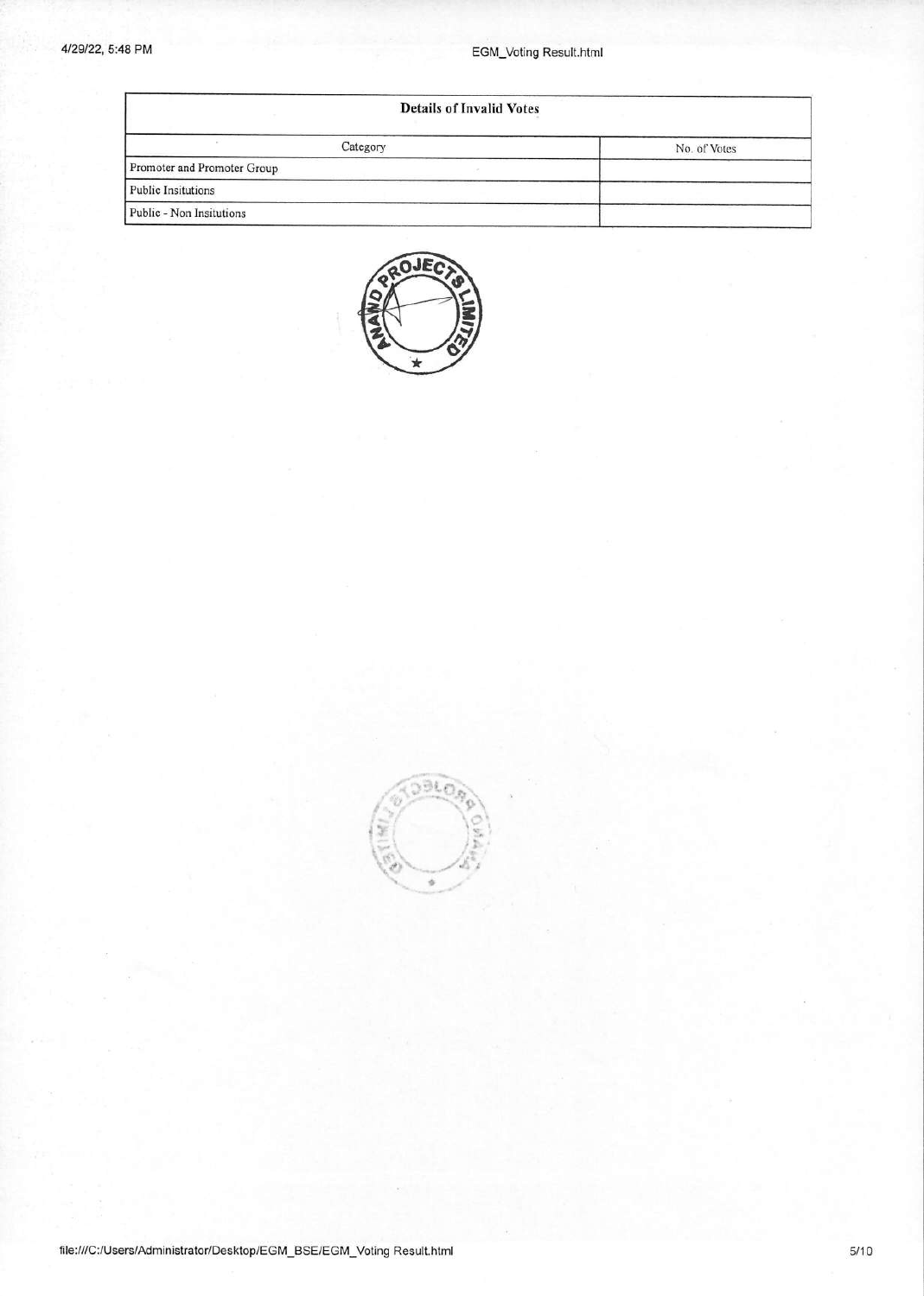| Details of Invalid Votes | |
|---|---|
| Category | No. of Votes |
| Promoter and Promoter Group | |
| Public Insitutions | |
| Public - Non Insitutions | |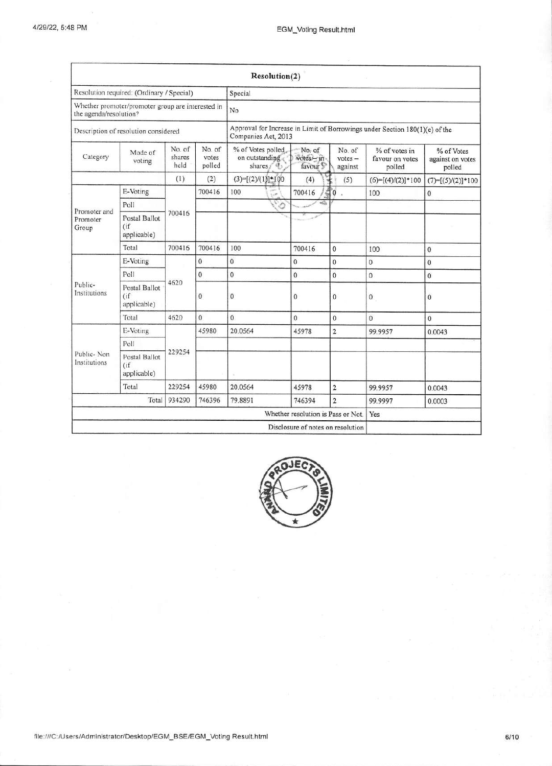| Resolution(2) | | | | | | | | |
|---|---|---|---|---|---|---|---|---|
| Resolution required: (Ordinary / Special) | | | | Special | | | | |
| Whether promoter/promoter group are interested in the agenda/resolution? | | | | No | | | | |
| Description of resolution considered | | | | Approval for Increase in Limit of Borrowings under Section 180(1)(c) of the Companies Act, 2013 | | | | |
| Category | Mode of voting | No. of shares held | No. of votes polled | % of Votes polled on outstanding shares | No. of votes – in favour | No. of votes – against | % of votes in favour on votes polled | % of Votes against on votes polled |
| | | (1) | (2) | (3)=[(2)/(1)]*100 | (4) | (5) | (6)=[(4)/(2)]*100 | (7)=[(5)/(2)]*100 |
| Promoter and Promoter Group | E-Voting | 700416 | 700416 | 100 | 700416 | 0 | 100 | 0 |
| | Poll | | | | | | | |
| | Postal Ballot (if applicable) | | | | | | | |
| | Total | 700416 | 700416 | 100 | 700416 | 0 | 100 | 0 |
| Public-Institutions | E-Voting | 4620 | 0 | 0 | 0 | 0 | 0 | 0 |
| | Poll | | 0 | 0 | 0 | 0 | 0 | 0 |
| | Postal Ballot (if applicable) | | 0 | 0 | 0 | 0 | 0 | 0 |
| | Total | 4620 | 0 | 0 | 0 | 0 | 0 | 0 |
| Public- Non Institutions | E-Voting | 229254 | 45980 | 20.0564 | 45978 | 2 | 99.9957 | 0.0043 |
| | Poll | | | | | | | |
| | Postal Ballot (if applicable) | | | | | | | |
| | Total | 229254 | 45980 | 20.0564 | 45978 | 2 | 99.9957 | 0.0043 |
| | Total | 934290 | 746396 | 79.8891 | 746394 | 2 | 99.9997 | 0.0003 |
| | | | | | | Whether resolution is Pass or Not. | Yes | |
| | | | | | | Disclosure of notes on resolution | | |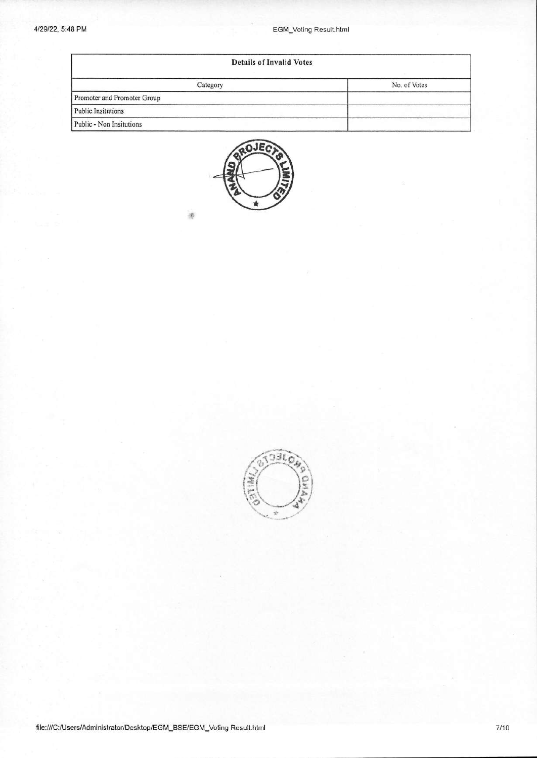| Details of Invalid Votes | |
| --- | --- |
| Category | No. of Votes |
| Promoter and Promoter Group | |
| Public Insitutions | |
| Public - Non Insitutions | |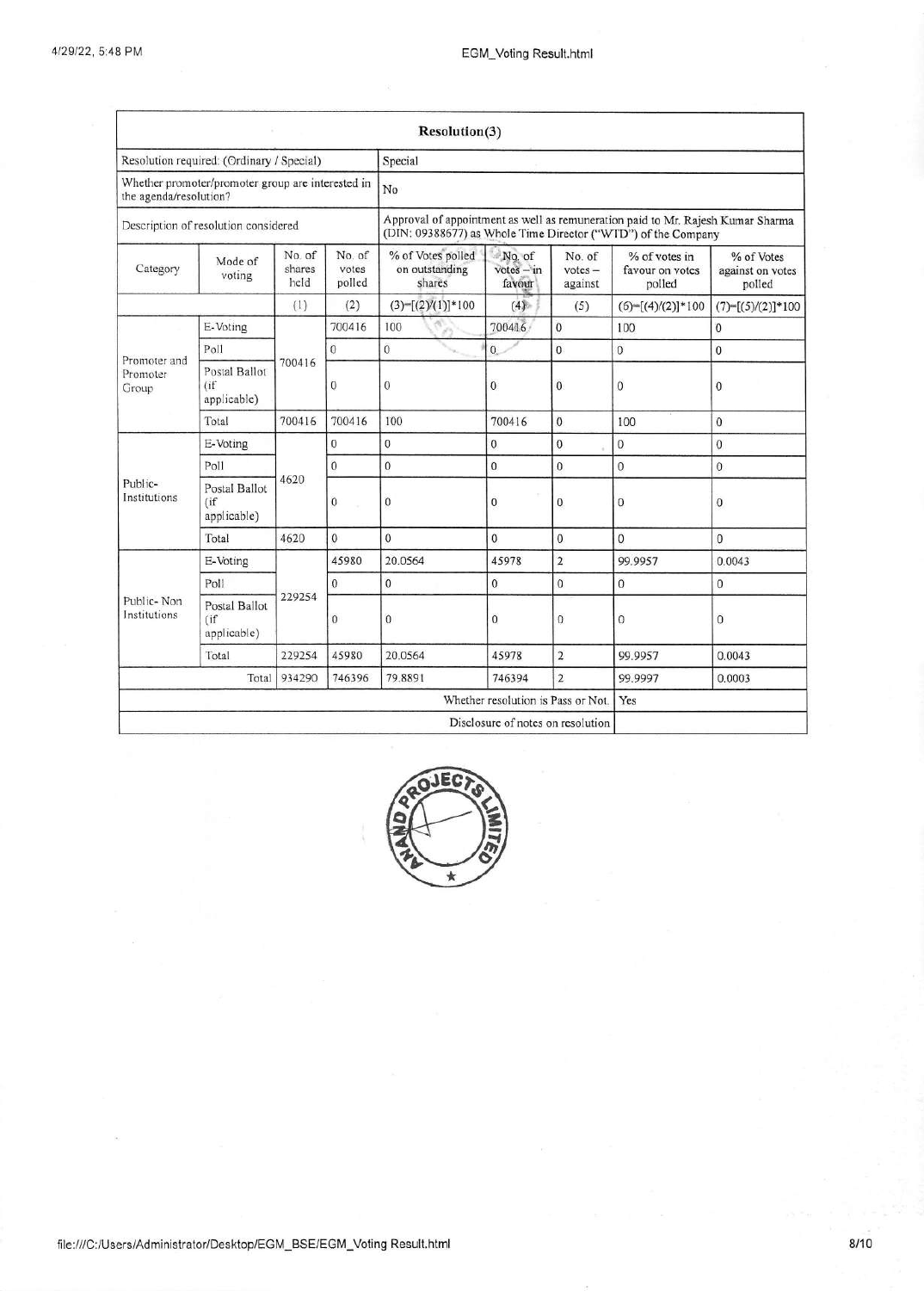| Resolution(3) | | | | | | | | |
|---|---|---|---|---|---|---|---|---|
| Resolution required: (Ordinary / Special) | | | | Special | | | | |
| Whether promoter/promoter group are interested in the agenda/resolution? | | | | No | | | | |
| Description of resolution considered | | | | Approval of appointment as well as remuneration paid to Mr. Rajesh Kumar Sharma (DIN: 09388677) as Whole Time Director ("WTD") of the Company | | | | |
| Category | Mode of voting | No. of shares held | No. of votes polled | % of Votes polled on outstanding shares | No. of votes – in favour | No. of votes – against | % of votes in favour on votes polled | % of Votes against on votes polled |
| | | (1) | (2) | (3)=[(2)/(1)]*100 | (4) | (5) | (6)=[(4)/(2)]*100 | (7)=[(5)/(2)]*100 |
| Promoter and Promoter Group | E-Voting | 700416 | 700416 | 100 | 700416 | 0 | 100 | 0 |
| | Poll | | 0 | 0 | 0 | 0 | 0 | 0 |
| | Postal Ballot (if applicable) | | 0 | 0 | 0 | 0 | 0 | 0 |
| | Total | 700416 | 700416 | 100 | 700416 | 0 | 100 | 0 |
| Public-Institutions | E-Voting | 4620 | 0 | 0 | 0 | 0 | 0 | 0 |
| | Poll | | 0 | 0 | 0 | 0 | 0 | 0 |
| | Postal Ballot (if applicable) | | 0 | 0 | 0 | 0 | 0 | 0 |
| | Total | 4620 | 0 | 0 | 0 | 0 | 0 | 0 |
| Public- Non Institutions | E-Voting | 229254 | 45980 | 20.0564 | 45978 | 2 | 99.9957 | 0.0043 |
| | Poll | | 0 | 0 | 0 | 0 | 0 | 0 |
| | Postal Ballot (if applicable) | | 0 | 0 | 0 | 0 | 0 | 0 |
| | Total | 229254 | 45980 | 20.0564 | 45978 | 2 | 99.9957 | 0.0043 |
| | Total | 934290 | 746396 | 79.8891 | 746394 | 2 | 99.9997 | 0.0003 |
| | | | | | | Whether resolution is Pass or Not. | Yes | |
| | | | | | | Disclosure of notes on resolution | | |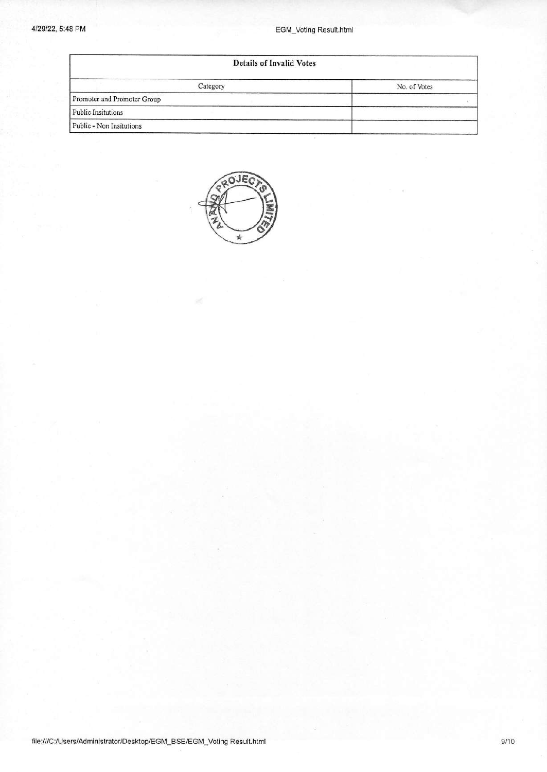| Details of Invalid Votes | |
|---|---|
| Category | No. of Votes |
| Promoter and Promoter Group | |
| Public Insitutions | |
| Public - Non Insitutions | |